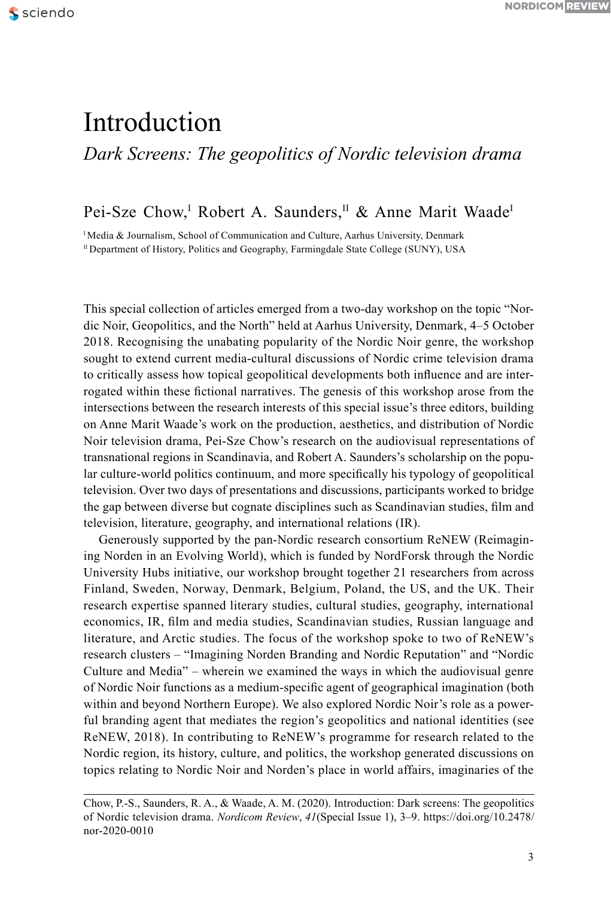# Introduction

*Dark Screens: The geopolitics of Nordic television drama*

Pei-Sze Chow,[I] Robert A. Saunders,[II] & Anne Marit Waade[I]

[I] Media & Journalism, School of Communication and Culture, Aarhus University, Denmark
[II] Department of History, Politics and Geography, Farmingdale State College (SUNY), USA

This special collection of articles emerged from a two-day workshop on the topic "Nordic Noir, Geopolitics, and the North" held at Aarhus University, Denmark, 4–5 October 2018. Recognising the unabating popularity of the Nordic Noir genre, the workshop sought to extend current media-cultural discussions of Nordic crime television drama to critically assess how topical geopolitical developments both influence and are interrogated within these fictional narratives. The genesis of this workshop arose from the intersections between the research interests of this special issue's three editors, building on Anne Marit Waade's work on the production, aesthetics, and distribution of Nordic Noir television drama, Pei-Sze Chow's research on the audiovisual representations of transnational regions in Scandinavia, and Robert A. Saunders's scholarship on the popular culture-world politics continuum, and more specifically his typology of geopolitical television. Over two days of presentations and discussions, participants worked to bridge the gap between diverse but cognate disciplines such as Scandinavian studies, film and television, literature, geography, and international relations (IR).

Generously supported by the pan-Nordic research consortium ReNEW (Reimagining Norden in an Evolving World), which is funded by NordForsk through the Nordic University Hubs initiative, our workshop brought together 21 researchers from across Finland, Sweden, Norway, Denmark, Belgium, Poland, the US, and the UK. Their research expertise spanned literary studies, cultural studies, geography, international economics, IR, film and media studies, Scandinavian studies, Russian language and literature, and Arctic studies. The focus of the workshop spoke to two of ReNEW's research clusters – "Imagining Norden Branding and Nordic Reputation" and "Nordic Culture and Media" – wherein we examined the ways in which the audiovisual genre of Nordic Noir functions as a medium-specific agent of geographical imagination (both within and beyond Northern Europe). We also explored Nordic Noir's role as a powerful branding agent that mediates the region's geopolitics and national identities (see ReNEW, 2018). In contributing to ReNEW's programme for research related to the Nordic region, its history, culture, and politics, the workshop generated discussions on topics relating to Nordic Noir and Norden's place in world affairs, imaginaries of the

Chow, P.-S., Saunders, R. A., & Waade, A. M. (2020). Introduction: Dark screens: The geopolitics of Nordic television drama. *Nordicom Review*, *41*(Special Issue 1), 3–9. https://doi.org/10.2478/nor-2020-0010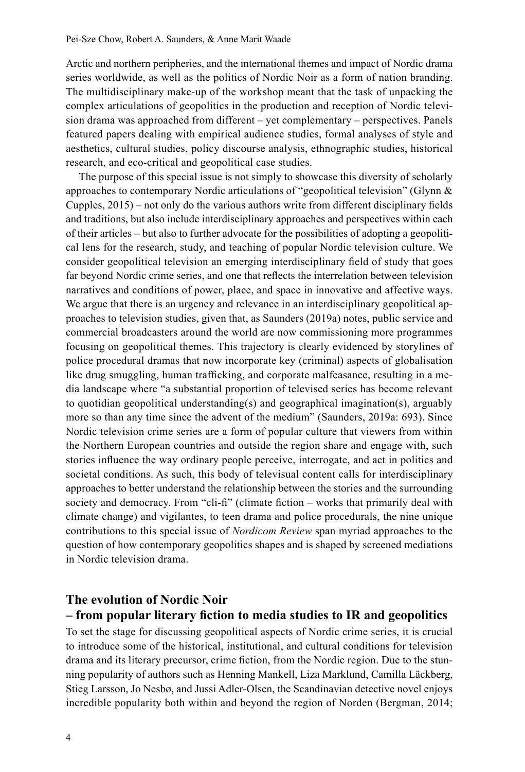Arctic and northern peripheries, and the international themes and impact of Nordic drama series worldwide, as well as the politics of Nordic Noir as a form of nation branding. The multidisciplinary make-up of the workshop meant that the task of unpacking the complex articulations of geopolitics in the production and reception of Nordic television drama was approached from different – yet complementary – perspectives. Panels featured papers dealing with empirical audience studies, formal analyses of style and aesthetics, cultural studies, policy discourse analysis, ethnographic studies, historical research, and eco-critical and geopolitical case studies.

The purpose of this special issue is not simply to showcase this diversity of scholarly approaches to contemporary Nordic articulations of "geopolitical television" (Glynn & Cupples, 2015) – not only do the various authors write from different disciplinary fields and traditions, but also include interdisciplinary approaches and perspectives within each of their articles – but also to further advocate for the possibilities of adopting a geopolitical lens for the research, study, and teaching of popular Nordic television culture. We consider geopolitical television an emerging interdisciplinary field of study that goes far beyond Nordic crime series, and one that reflects the interrelation between television narratives and conditions of power, place, and space in innovative and affective ways. We argue that there is an urgency and relevance in an interdisciplinary geopolitical approaches to television studies, given that, as Saunders (2019a) notes, public service and commercial broadcasters around the world are now commissioning more programmes focusing on geopolitical themes. This trajectory is clearly evidenced by storylines of police procedural dramas that now incorporate key (criminal) aspects of globalisation like drug smuggling, human trafficking, and corporate malfeasance, resulting in a media landscape where "a substantial proportion of televised series has become relevant to quotidian geopolitical understanding(s) and geographical imagination(s), arguably more so than any time since the advent of the medium" (Saunders, 2019a: 693). Since Nordic television crime series are a form of popular culture that viewers from within the Northern European countries and outside the region share and engage with, such stories influence the way ordinary people perceive, interrogate, and act in politics and societal conditions. As such, this body of televisual content calls for interdisciplinary approaches to better understand the relationship between the stories and the surrounding society and democracy. From "cli-fi" (climate fiction – works that primarily deal with climate change) and vigilantes, to teen drama and police procedurals, the nine unique contributions to this special issue of *Nordicom Review* span myriad approaches to the question of how contemporary geopolitics shapes and is shaped by screened mediations in Nordic television drama.

## The evolution of Nordic Noir – from popular literary fiction to media studies to IR and geopolitics

To set the stage for discussing geopolitical aspects of Nordic crime series, it is crucial to introduce some of the historical, institutional, and cultural conditions for television drama and its literary precursor, crime fiction, from the Nordic region. Due to the stunning popularity of authors such as Henning Mankell, Liza Marklund, Camilla Läckberg, Stieg Larsson, Jo Nesbø, and Jussi Adler-Olsen, the Scandinavian detective novel enjoys incredible popularity both within and beyond the region of Norden (Bergman, 2014;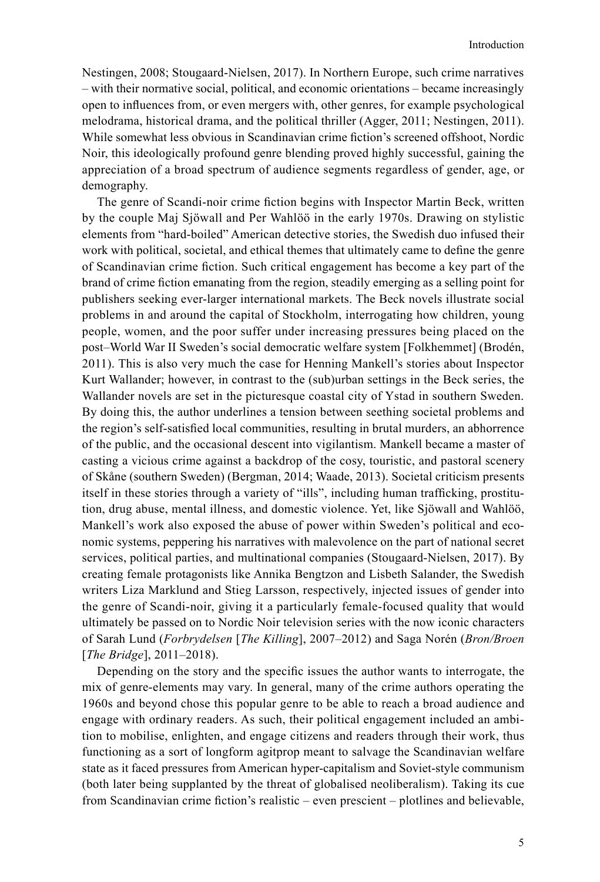Nestingen, 2008; Stougaard-Nielsen, 2017). In Northern Europe, such crime narratives – with their normative social, political, and economic orientations – became increasingly open to influences from, or even mergers with, other genres, for example psychological melodrama, historical drama, and the political thriller (Agger, 2011; Nestingen, 2011). While somewhat less obvious in Scandinavian crime fiction's screened offshoot, Nordic Noir, this ideologically profound genre blending proved highly successful, gaining the appreciation of a broad spectrum of audience segments regardless of gender, age, or demography.

The genre of Scandi-noir crime fiction begins with Inspector Martin Beck, written by the couple Maj Sjöwall and Per Wahlöö in the early 1970s. Drawing on stylistic elements from "hard-boiled" American detective stories, the Swedish duo infused their work with political, societal, and ethical themes that ultimately came to define the genre of Scandinavian crime fiction. Such critical engagement has become a key part of the brand of crime fiction emanating from the region, steadily emerging as a selling point for publishers seeking ever-larger international markets. The Beck novels illustrate social problems in and around the capital of Stockholm, interrogating how children, young people, women, and the poor suffer under increasing pressures being placed on the post–World War II Sweden's social democratic welfare system [Folkhemmet] (Brodén, 2011). This is also very much the case for Henning Mankell's stories about Inspector Kurt Wallander; however, in contrast to the (sub)urban settings in the Beck series, the Wallander novels are set in the picturesque coastal city of Ystad in southern Sweden. By doing this, the author underlines a tension between seething societal problems and the region's self-satisfied local communities, resulting in brutal murders, an abhorrence of the public, and the occasional descent into vigilantism. Mankell became a master of casting a vicious crime against a backdrop of the cosy, touristic, and pastoral scenery of Skåne (southern Sweden) (Bergman, 2014; Waade, 2013). Societal criticism presents itself in these stories through a variety of "ills", including human trafficking, prostitution, drug abuse, mental illness, and domestic violence. Yet, like Sjöwall and Wahlöö, Mankell's work also exposed the abuse of power within Sweden's political and economic systems, peppering his narratives with malevolence on the part of national secret services, political parties, and multinational companies (Stougaard-Nielsen, 2017). By creating female protagonists like Annika Bengtzon and Lisbeth Salander, the Swedish writers Liza Marklund and Stieg Larsson, respectively, injected issues of gender into the genre of Scandi-noir, giving it a particularly female-focused quality that would ultimately be passed on to Nordic Noir television series with the now iconic characters of Sarah Lund (*Forbrydelsen* [*The Killing*], 2007–2012) and Saga Norén (*Bron/Broen* [*The Bridge*], 2011–2018).

Depending on the story and the specific issues the author wants to interrogate, the mix of genre-elements may vary. In general, many of the crime authors operating the 1960s and beyond chose this popular genre to be able to reach a broad audience and engage with ordinary readers. As such, their political engagement included an ambition to mobilise, enlighten, and engage citizens and readers through their work, thus functioning as a sort of longform agitprop meant to salvage the Scandinavian welfare state as it faced pressures from American hyper-capitalism and Soviet-style communism (both later being supplanted by the threat of globalised neoliberalism). Taking its cue from Scandinavian crime fiction's realistic – even prescient – plotlines and believable,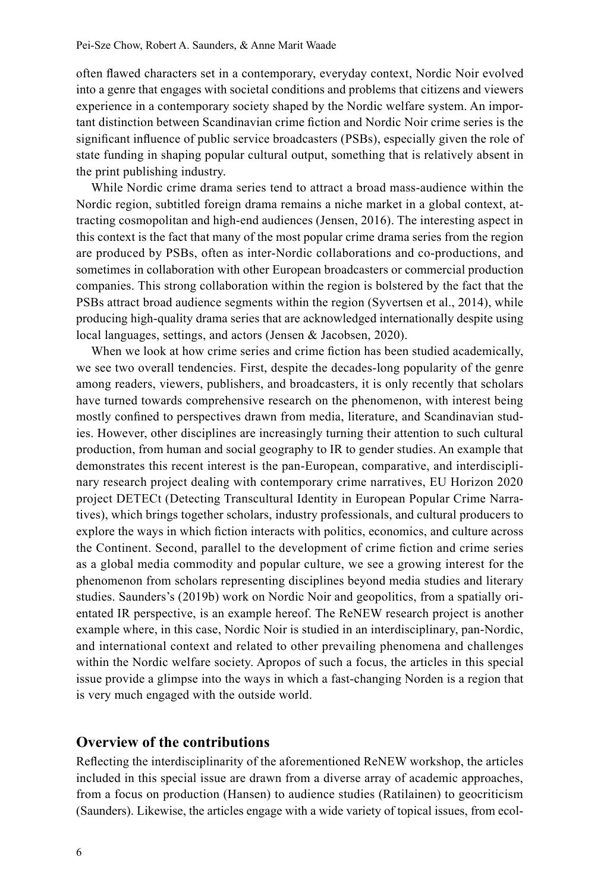often flawed characters set in a contemporary, everyday context, Nordic Noir evolved into a genre that engages with societal conditions and problems that citizens and viewers experience in a contemporary society shaped by the Nordic welfare system. An important distinction between Scandinavian crime fiction and Nordic Noir crime series is the significant influence of public service broadcasters (PSBs), especially given the role of state funding in shaping popular cultural output, something that is relatively absent in the print publishing industry.

While Nordic crime drama series tend to attract a broad mass-audience within the Nordic region, subtitled foreign drama remains a niche market in a global context, attracting cosmopolitan and high-end audiences (Jensen, 2016). The interesting aspect in this context is the fact that many of the most popular crime drama series from the region are produced by PSBs, often as inter-Nordic collaborations and co-productions, and sometimes in collaboration with other European broadcasters or commercial production companies. This strong collaboration within the region is bolstered by the fact that the PSBs attract broad audience segments within the region (Syvertsen et al., 2014), while producing high-quality drama series that are acknowledged internationally despite using local languages, settings, and actors (Jensen & Jacobsen, 2020).

When we look at how crime series and crime fiction has been studied academically, we see two overall tendencies. First, despite the decades-long popularity of the genre among readers, viewers, publishers, and broadcasters, it is only recently that scholars have turned towards comprehensive research on the phenomenon, with interest being mostly confined to perspectives drawn from media, literature, and Scandinavian studies. However, other disciplines are increasingly turning their attention to such cultural production, from human and social geography to IR to gender studies. An example that demonstrates this recent interest is the pan-European, comparative, and interdisciplinary research project dealing with contemporary crime narratives, EU Horizon 2020 project DETECt (Detecting Transcultural Identity in European Popular Crime Narratives), which brings together scholars, industry professionals, and cultural producers to explore the ways in which fiction interacts with politics, economics, and culture across the Continent. Second, parallel to the development of crime fiction and crime series as a global media commodity and popular culture, we see a growing interest for the phenomenon from scholars representing disciplines beyond media studies and literary studies. Saunders's (2019b) work on Nordic Noir and geopolitics, from a spatially orientated IR perspective, is an example hereof. The ReNEW research project is another example where, in this case, Nordic Noir is studied in an interdisciplinary, pan-Nordic, and international context and related to other prevailing phenomena and challenges within the Nordic welfare society. Apropos of such a focus, the articles in this special issue provide a glimpse into the ways in which a fast-changing Norden is a region that is very much engaged with the outside world.

## Overview of the contributions

Reflecting the interdisciplinarity of the aforementioned ReNEW workshop, the articles included in this special issue are drawn from a diverse array of academic approaches, from a focus on production (Hansen) to audience studies (Ratilainen) to geocriticism (Saunders). Likewise, the articles engage with a wide variety of topical issues, from ecol-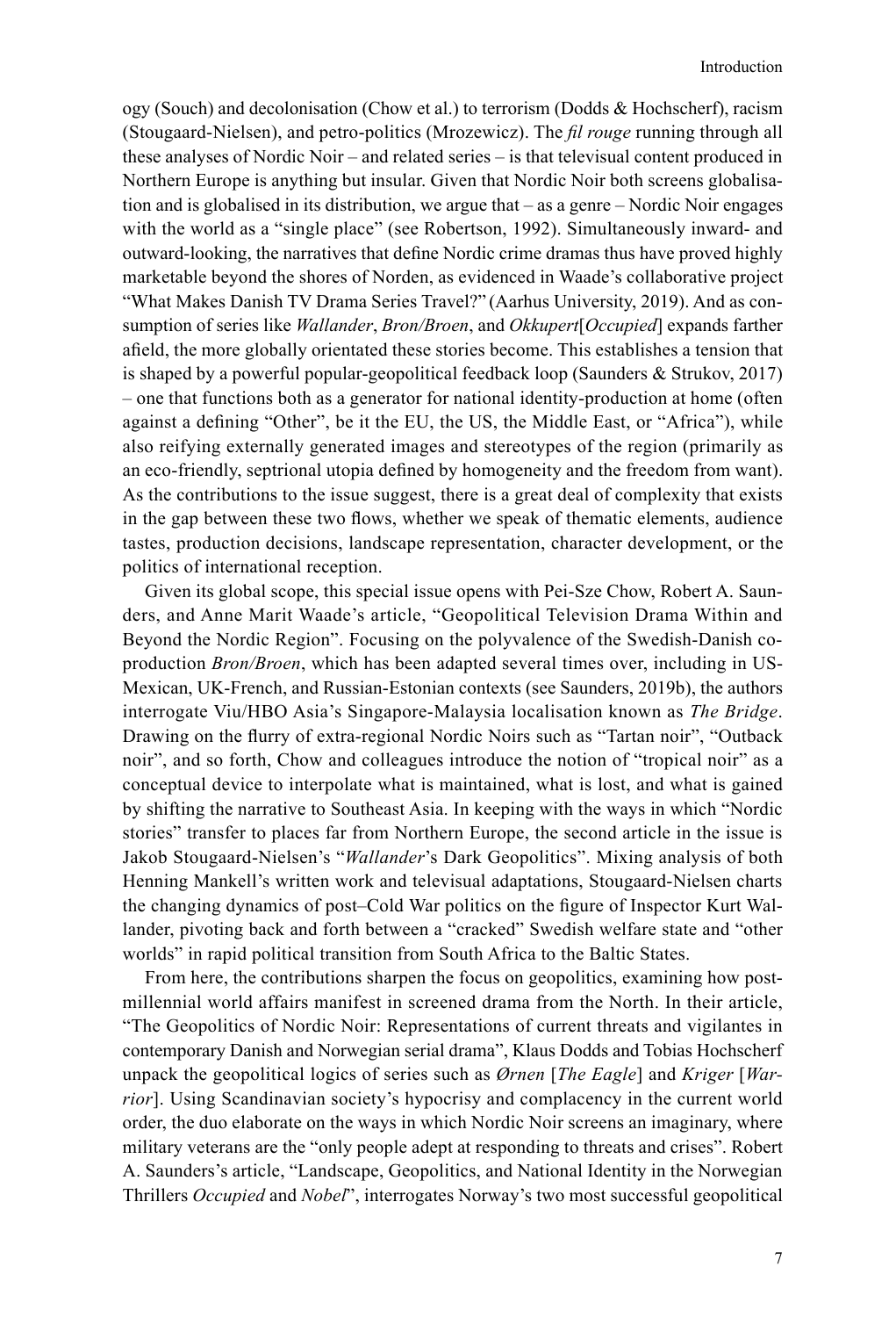ogy (Souch) and decolonisation (Chow et al.) to terrorism (Dodds & Hochscherf), racism (Stougaard-Nielsen), and petro-politics (Mrozewicz). The *fil rouge* running through all these analyses of Nordic Noir – and related series – is that televisual content produced in Northern Europe is anything but insular. Given that Nordic Noir both screens globalisation and is globalised in its distribution, we argue that – as a genre – Nordic Noir engages with the world as a "single place" (see Robertson, 1992). Simultaneously inward- and outward-looking, the narratives that define Nordic crime dramas thus have proved highly marketable beyond the shores of Norden, as evidenced in Waade's collaborative project "What Makes Danish TV Drama Series Travel?" (Aarhus University, 2019). And as consumption of series like *Wallander*, *Bron/Broen*, and *Okkupert*[*Occupied*] expands farther afield, the more globally orientated these stories become. This establishes a tension that is shaped by a powerful popular-geopolitical feedback loop (Saunders & Strukov, 2017) – one that functions both as a generator for national identity-production at home (often against a defining "Other", be it the EU, the US, the Middle East, or "Africa"), while also reifying externally generated images and stereotypes of the region (primarily as an eco-friendly, septrional utopia defined by homogeneity and the freedom from want). As the contributions to the issue suggest, there is a great deal of complexity that exists in the gap between these two flows, whether we speak of thematic elements, audience tastes, production decisions, landscape representation, character development, or the politics of international reception.

Given its global scope, this special issue opens with Pei-Sze Chow, Robert A. Saunders, and Anne Marit Waade's article, "Geopolitical Television Drama Within and Beyond the Nordic Region". Focusing on the polyvalence of the Swedish-Danish co-production *Bron/Broen*, which has been adapted several times over, including in US-Mexican, UK-French, and Russian-Estonian contexts (see Saunders, 2019b), the authors interrogate Viu/HBO Asia's Singapore-Malaysia localisation known as *The Bridge*. Drawing on the flurry of extra-regional Nordic Noirs such as "Tartan noir", "Outback noir", and so forth, Chow and colleagues introduce the notion of "tropical noir" as a conceptual device to interpolate what is maintained, what is lost, and what is gained by shifting the narrative to Southeast Asia. In keeping with the ways in which "Nordic stories" transfer to places far from Northern Europe, the second article in the issue is Jakob Stougaard-Nielsen's "*Wallander*'s Dark Geopolitics". Mixing analysis of both Henning Mankell's written work and televisual adaptations, Stougaard-Nielsen charts the changing dynamics of post–Cold War politics on the figure of Inspector Kurt Wallander, pivoting back and forth between a "cracked" Swedish welfare state and "other worlds" in rapid political transition from South Africa to the Baltic States.

From here, the contributions sharpen the focus on geopolitics, examining how post-millennial world affairs manifest in screened drama from the North. In their article, "The Geopolitics of Nordic Noir: Representations of current threats and vigilantes in contemporary Danish and Norwegian serial drama", Klaus Dodds and Tobias Hochscherf unpack the geopolitical logics of series such as *Ørnen* [*The Eagle*] and *Kriger* [*Warrior*]. Using Scandinavian society's hypocrisy and complacency in the current world order, the duo elaborate on the ways in which Nordic Noir screens an imaginary, where military veterans are the "only people adept at responding to threats and crises". Robert A. Saunders's article, "Landscape, Geopolitics, and National Identity in the Norwegian Thrillers *Occupied* and *Nobel*", interrogates Norway's two most successful geopolitical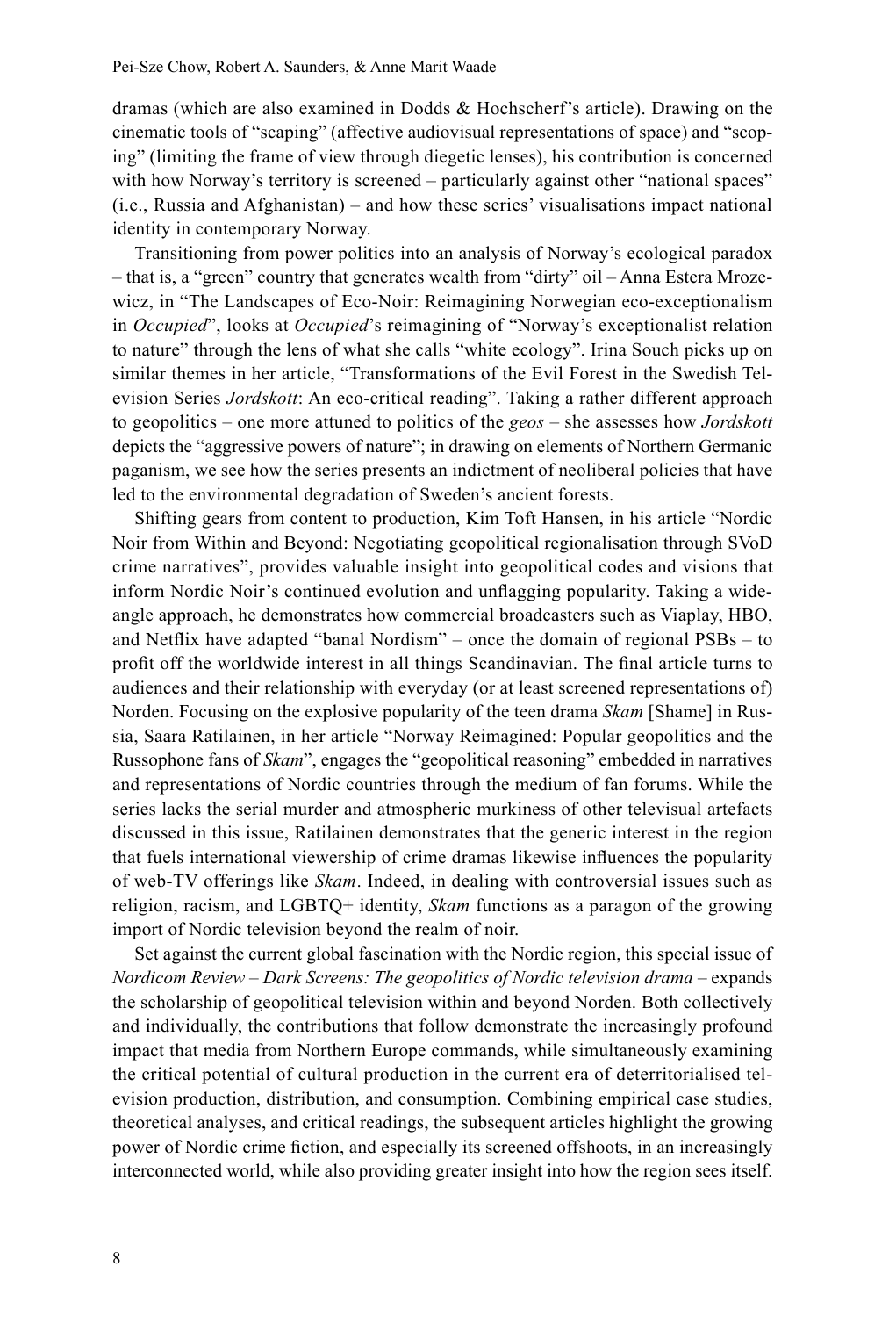dramas (which are also examined in Dodds & Hochscherf's article). Drawing on the cinematic tools of "scaping" (affective audiovisual representations of space) and "scoping" (limiting the frame of view through diegetic lenses), his contribution is concerned with how Norway's territory is screened – particularly against other "national spaces" (i.e., Russia and Afghanistan) – and how these series' visualisations impact national identity in contemporary Norway.

Transitioning from power politics into an analysis of Norway's ecological paradox – that is, a "green" country that generates wealth from "dirty" oil – Anna Estera Mrozewicz, in "The Landscapes of Eco-Noir: Reimagining Norwegian eco-exceptionalism in *Occupied*", looks at *Occupied*'s reimagining of "Norway's exceptionalist relation to nature" through the lens of what she calls "white ecology". Irina Souch picks up on similar themes in her article, "Transformations of the Evil Forest in the Swedish Television Series *Jordskott*: An eco-critical reading". Taking a rather different approach to geopolitics – one more attuned to politics of the *geos* – she assesses how *Jordskott* depicts the "aggressive powers of nature"; in drawing on elements of Northern Germanic paganism, we see how the series presents an indictment of neoliberal policies that have led to the environmental degradation of Sweden's ancient forests.

Shifting gears from content to production, Kim Toft Hansen, in his article "Nordic Noir from Within and Beyond: Negotiating geopolitical regionalisation through SVoD crime narratives", provides valuable insight into geopolitical codes and visions that inform Nordic Noir's continued evolution and unflagging popularity. Taking a wide-angle approach, he demonstrates how commercial broadcasters such as Viaplay, HBO, and Netflix have adapted "banal Nordism" – once the domain of regional PSBs – to profit off the worldwide interest in all things Scandinavian. The final article turns to audiences and their relationship with everyday (or at least screened representations of) Norden. Focusing on the explosive popularity of the teen drama *Skam* [Shame] in Russia, Saara Ratilainen, in her article "Norway Reimagined: Popular geopolitics and the Russophone fans of *Skam*", engages the "geopolitical reasoning" embedded in narratives and representations of Nordic countries through the medium of fan forums. While the series lacks the serial murder and atmospheric murkiness of other televisual artefacts discussed in this issue, Ratilainen demonstrates that the generic interest in the region that fuels international viewership of crime dramas likewise influences the popularity of web-TV offerings like *Skam*. Indeed, in dealing with controversial issues such as religion, racism, and LGBTQ+ identity, *Skam* functions as a paragon of the growing import of Nordic television beyond the realm of noir.

Set against the current global fascination with the Nordic region, this special issue of *Nordicom Review* – *Dark Screens: The geopolitics of Nordic television drama* – expands the scholarship of geopolitical television within and beyond Norden. Both collectively and individually, the contributions that follow demonstrate the increasingly profound impact that media from Northern Europe commands, while simultaneously examining the critical potential of cultural production in the current era of deterritorialised television production, distribution, and consumption. Combining empirical case studies, theoretical analyses, and critical readings, the subsequent articles highlight the growing power of Nordic crime fiction, and especially its screened offshoots, in an increasingly interconnected world, while also providing greater insight into how the region sees itself.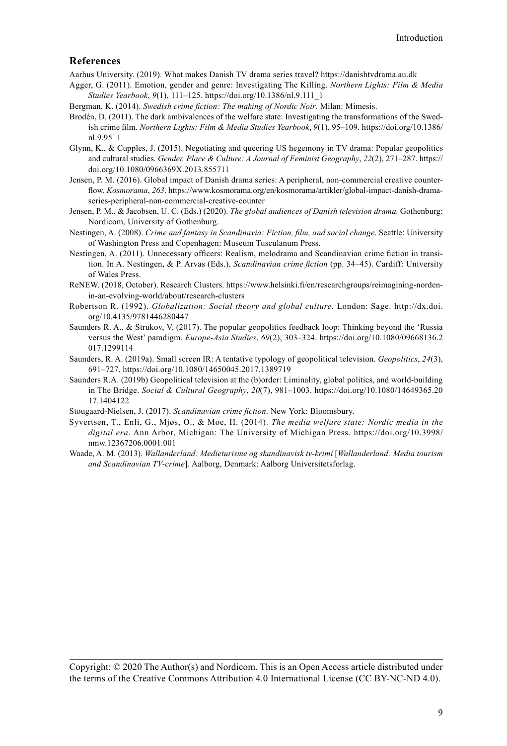## References

Aarhus University. (2019). What makes Danish TV drama series travel? https://danishtvdrama.au.dk

Agger, G. (2011). Emotion, gender and genre: Investigating The Killing. *Northern Lights: Film & Media Studies Yearbook*, *9*(1), 111–125. https://doi.org/10.1386/nl.9.111_1

Bergman, K. (2014). *Swedish crime fiction: The making of Nordic Noir*. Milan: Mimesis.

Brodén, D. (2011). The dark ambivalences of the welfare state: Investigating the transformations of the Swedish crime film. *Northern Lights: Film & Media Studies Yearbook*, *9*(1), 95–109. https://doi.org/10.1386/nl.9.95_1

Glynn, K., & Cupples, J. (2015). Negotiating and queering US hegemony in TV drama: Popular geopolitics and cultural studies. *Gender, Place & Culture: A Journal of Feminist Geography*, *22*(2), 271–287. https://doi.org/10.1080/0966369X.2013.855711

Jensen, P. M. (2016). Global impact of Danish drama series: A peripheral, non-commercial creative counterflow. *Kosmorama*, *263*. https://www.kosmorama.org/en/kosmorama/artikler/global-impact-danish-drama-series-peripheral-non-commercial-creative-counter

Jensen, P. M., & Jacobsen, U. C. (Eds.) (2020). *The global audiences of Danish television drama.* Gothenburg: Nordicom, University of Gothenburg.

Nestingen, A. (2008). *Crime and fantasy in Scandinavia: Fiction, film, and social change*. Seattle: University of Washington Press and Copenhagen: Museum Tusculanum Press.

Nestingen, A. (2011). Unnecessary officers: Realism, melodrama and Scandinavian crime fiction in transition. In A. Nestingen, & P. Arvas (Eds.), *Scandinavian crime fiction* (pp. 34–45). Cardiff: University of Wales Press.

ReNEW. (2018, October). Research Clusters. https://www.helsinki.fi/en/researchgroups/reimagining-norden-in-an-evolving-world/about/research-clusters

Robertson R. (1992). *Globalization: Social theory and global culture*. London: Sage. http://dx.doi.org/10.4135/9781446280447

Saunders R. A., & Strukov, V. (2017). The popular geopolitics feedback loop: Thinking beyond the 'Russia versus the West' paradigm. *Europe-Asia Studies*, *69*(2), 303–324. https://doi.org/10.1080/09668136.2017.1299114

Saunders, R. A. (2019a). Small screen IR: A tentative typology of geopolitical television. *Geopolitics*, *24*(3), 691–727. https://doi.org/10.1080/14650045.2017.1389719

Saunders R.A. (2019b) Geopolitical television at the (b)order: Liminality, global politics, and world-building in The Bridge. *Social & Cultural Geography*, *20*(7), 981–1003. https://doi.org/10.1080/14649365.2017.1404122

Stougaard-Nielsen, J. (2017). *Scandinavian crime fiction*. New York: Bloomsbury.

Syvertsen, T., Enli, G., Mjøs, O., & Moe, H. (2014). *The media welfare state: Nordic media in the digital era*. Ann Arbor, Michigan: The University of Michigan Press. https://doi.org/10.3998/nmw.12367206.0001.001

Waade, A. M. (2013). *Wallanderland: Medieturisme og skandinavisk tv-krimi* [*Wallanderland: Media tourism and Scandinavian TV-crime*]. Aalborg, Denmark: Aalborg Universitetsforlag.

Copyright: © 2020 The Author(s) and Nordicom. This is an Open Access article distributed under the terms of the Creative Commons Attribution 4.0 International License (CC BY-NC-ND 4.0).